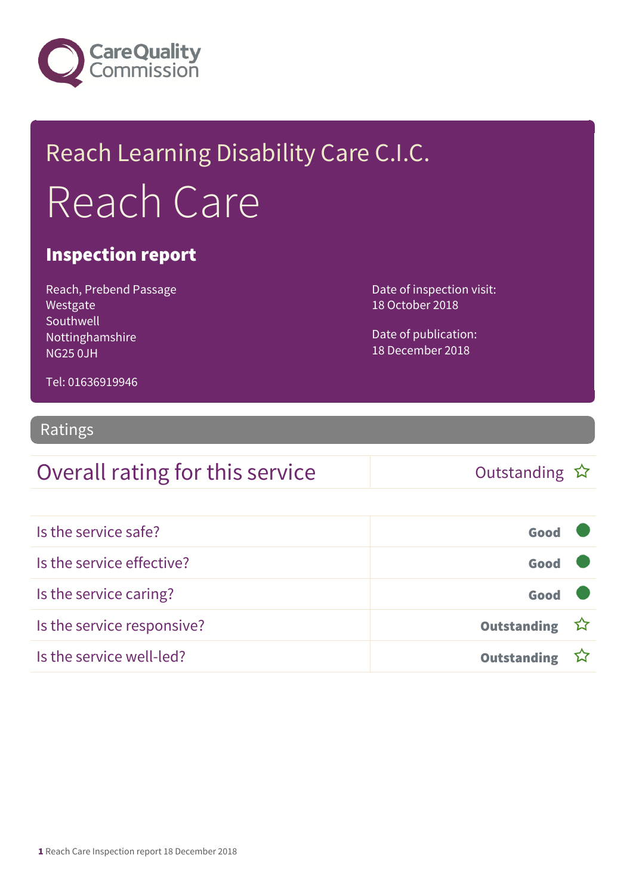Care Quality Commission

# Reach Learning Disability Care C.I.C.

# Reach Care

## Inspection report

Reach, Prebend Passage
Westgate
Southwell
Nottinghamshire
NG25 0JH

Tel: 01636919946

Date of inspection visit:
18 October 2018

Date of publication:
18 December 2018

## Ratings

| Overall rating for this service | Outstanding ☆ |
|---|---|

| Is the service safe? | Good |
|---|---|
| Is the service effective? | Good |
| Is the service caring? | Good |
| Is the service responsive? | Outstanding ☆ |
| Is the service well-led? | Outstanding ☆ |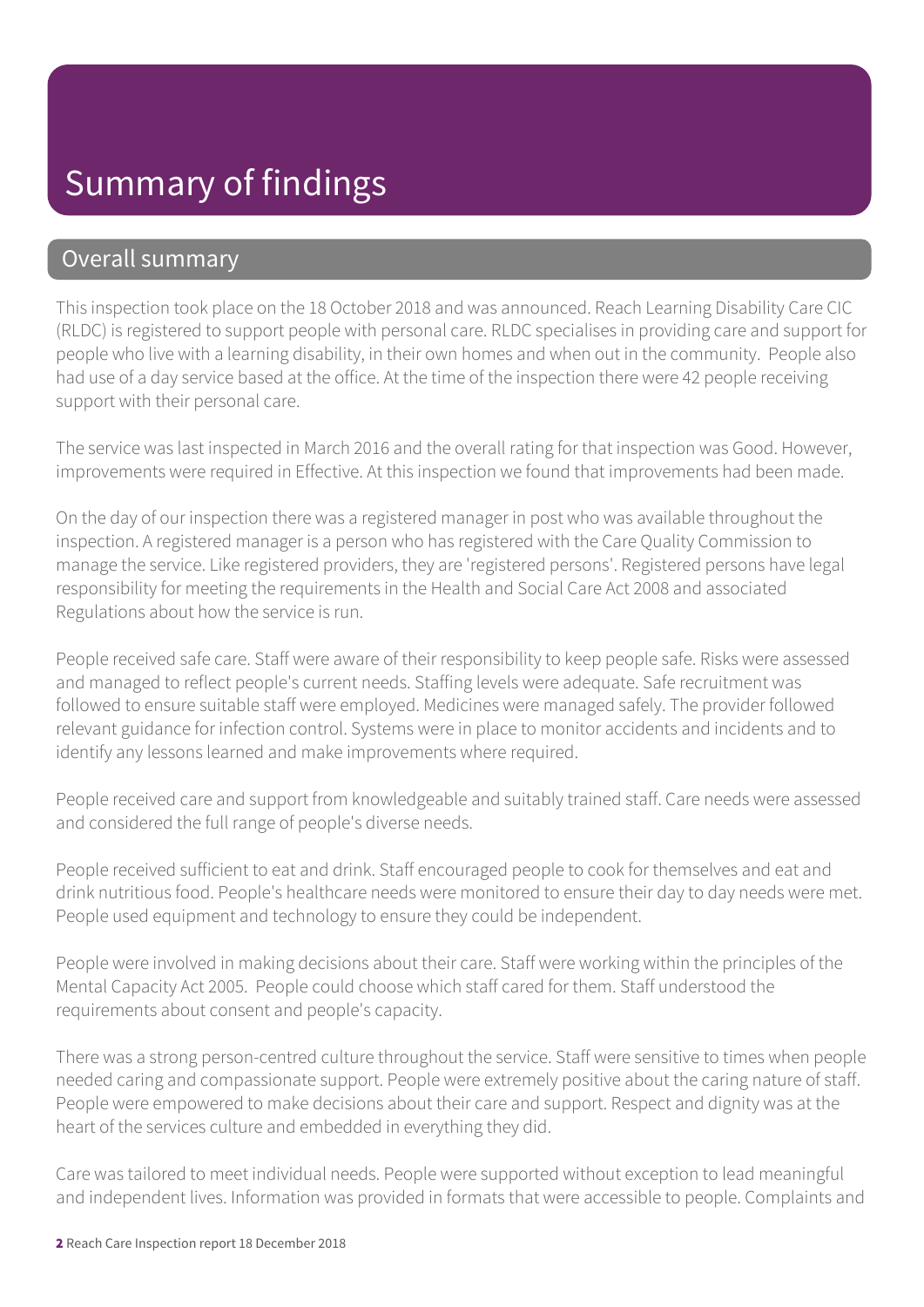# Summary of findings

## Overall summary

This inspection took place on the 18 October 2018 and was announced. Reach Learning Disability Care CIC (RLDC) is registered to support people with personal care. RLDC specialises in providing care and support for people who live with a learning disability, in their own homes and when out in the community. People also had use of a day service based at the office. At the time of the inspection there were 42 people receiving support with their personal care.

The service was last inspected in March 2016 and the overall rating for that inspection was Good. However, improvements were required in Effective. At this inspection we found that improvements had been made.

On the day of our inspection there was a registered manager in post who was available throughout the inspection. A registered manager is a person who has registered with the Care Quality Commission to manage the service. Like registered providers, they are 'registered persons'. Registered persons have legal responsibility for meeting the requirements in the Health and Social Care Act 2008 and associated Regulations about how the service is run.

People received safe care. Staff were aware of their responsibility to keep people safe. Risks were assessed and managed to reflect people's current needs. Staffing levels were adequate. Safe recruitment was followed to ensure suitable staff were employed. Medicines were managed safely. The provider followed relevant guidance for infection control. Systems were in place to monitor accidents and incidents and to identify any lessons learned and make improvements where required.

People received care and support from knowledgeable and suitably trained staff. Care needs were assessed and considered the full range of people's diverse needs.

People received sufficient to eat and drink. Staff encouraged people to cook for themselves and eat and drink nutritious food. People's healthcare needs were monitored to ensure their day to day needs were met. People used equipment and technology to ensure they could be independent.

People were involved in making decisions about their care. Staff were working within the principles of the Mental Capacity Act 2005. People could choose which staff cared for them. Staff understood the requirements about consent and people's capacity.

There was a strong person-centred culture throughout the service. Staff were sensitive to times when people needed caring and compassionate support. People were extremely positive about the caring nature of staff. People were empowered to make decisions about their care and support. Respect and dignity was at the heart of the services culture and embedded in everything they did.

Care was tailored to meet individual needs. People were supported without exception to lead meaningful and independent lives. Information was provided in formats that were accessible to people. Complaints and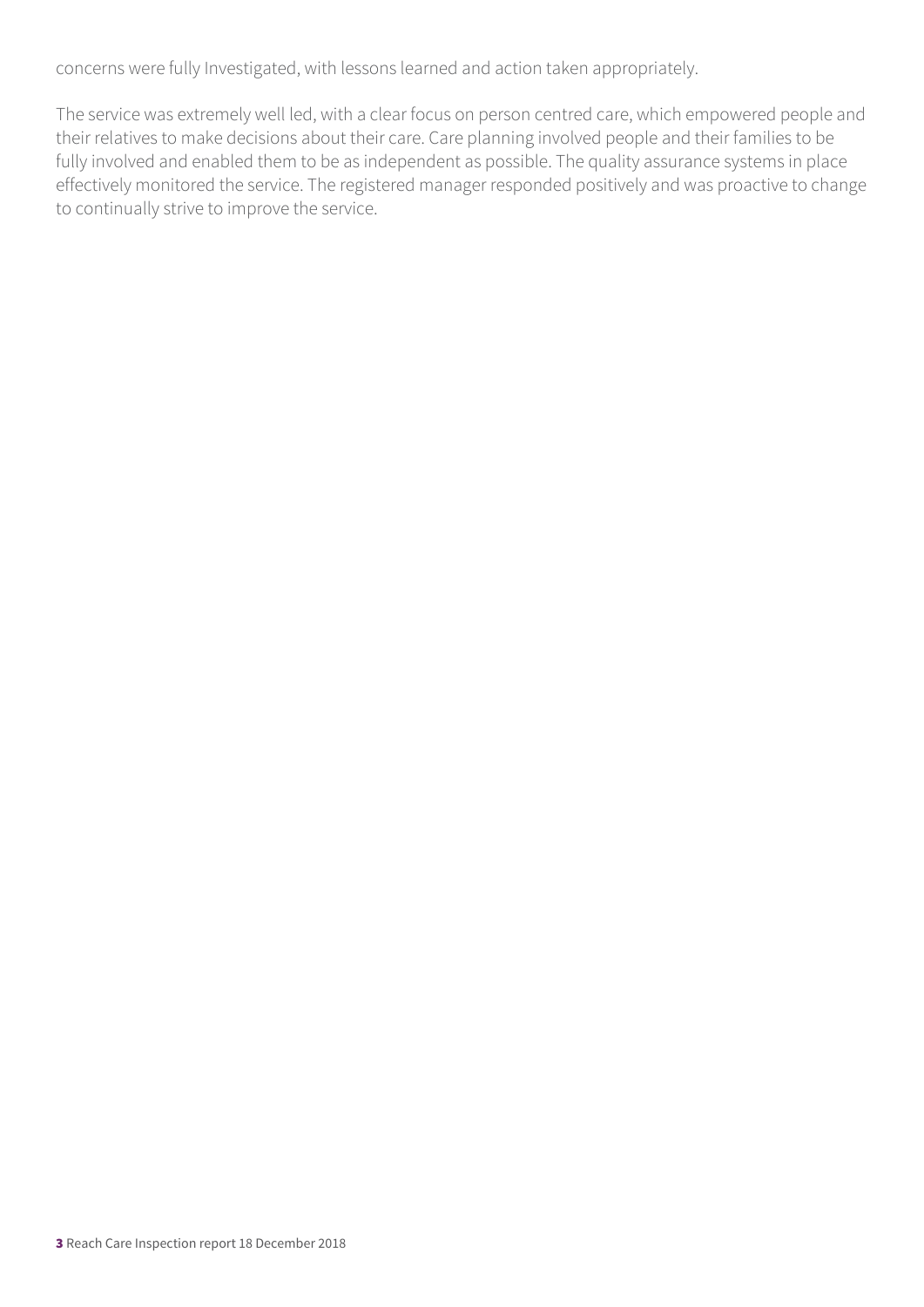concerns were fully Investigated, with lessons learned and action taken appropriately.

The service was extremely well led, with a clear focus on person centred care, which empowered people and their relatives to make decisions about their care. Care planning involved people and their families to be fully involved and enabled them to be as independent as possible. The quality assurance systems in place effectively monitored the service. The registered manager responded positively and was proactive to change to continually strive to improve the service.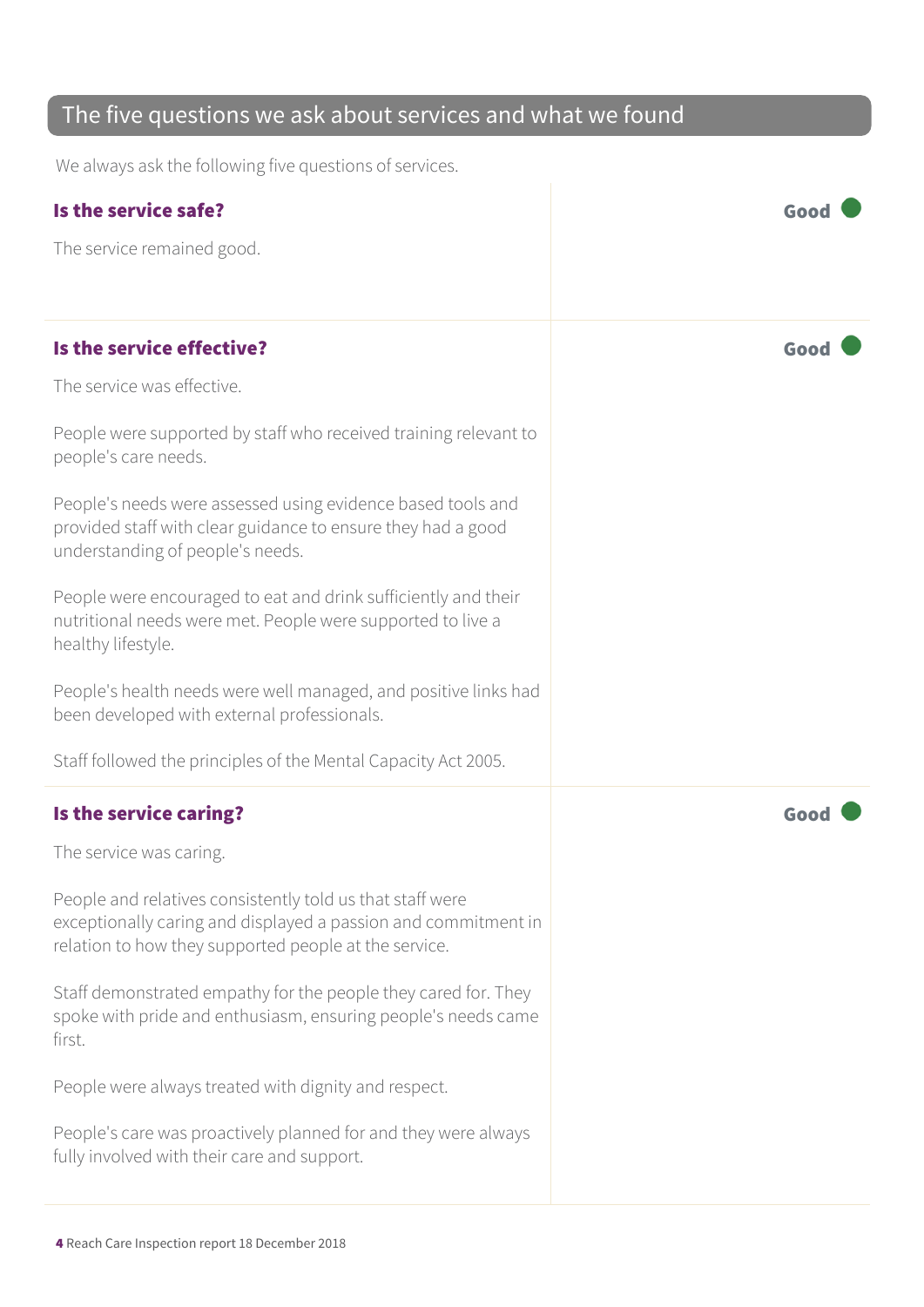## The five questions we ask about services and what we found

We always ask the following five questions of services.

### Is the service safe?

**Good**

The service remained good.

### Is the service effective?

**Good**

The service was effective.

People were supported by staff who received training relevant to people's care needs.

People's needs were assessed using evidence based tools and provided staff with clear guidance to ensure they had a good understanding of people's needs.

People were encouraged to eat and drink sufficiently and their nutritional needs were met. People were supported to live a healthy lifestyle.

People's health needs were well managed, and positive links had been developed with external professionals.

Staff followed the principles of the Mental Capacity Act 2005.

### Is the service caring?

**Good**

The service was caring.

People and relatives consistently told us that staff were exceptionally caring and displayed a passion and commitment in relation to how they supported people at the service.

Staff demonstrated empathy for the people they cared for. They spoke with pride and enthusiasm, ensuring people's needs came first.

People were always treated with dignity and respect.

People's care was proactively planned for and they were always fully involved with their care and support.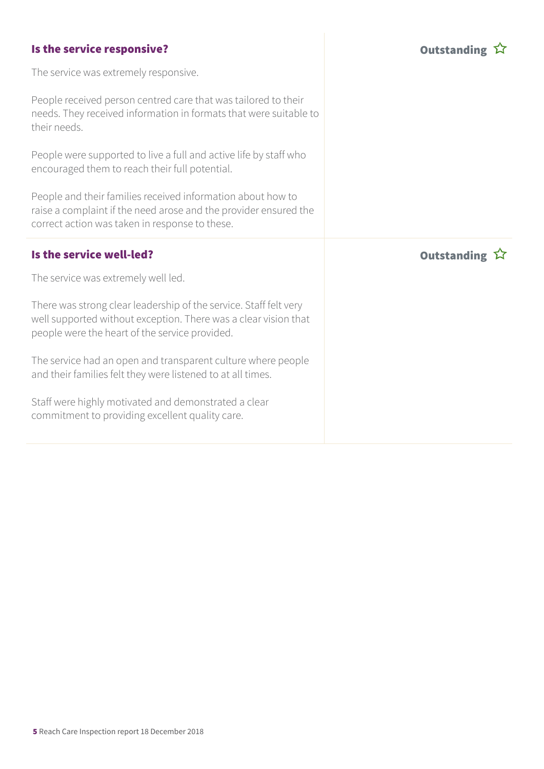### Is the service responsive?

**Outstanding** ☆

The service was extremely responsive.

People received person centred care that was tailored to their needs. They received information in formats that were suitable to their needs.

People were supported to live a full and active life by staff who encouraged them to reach their full potential.

People and their families received information about how to raise a complaint if the need arose and the provider ensured the correct action was taken in response to these.

### Is the service well-led?

**Outstanding** ☆

The service was extremely well led.

There was strong clear leadership of the service. Staff felt very well supported without exception. There was a clear vision that people were the heart of the service provided.

The service had an open and transparent culture where people and their families felt they were listened to at all times.

Staff were highly motivated and demonstrated a clear commitment to providing excellent quality care.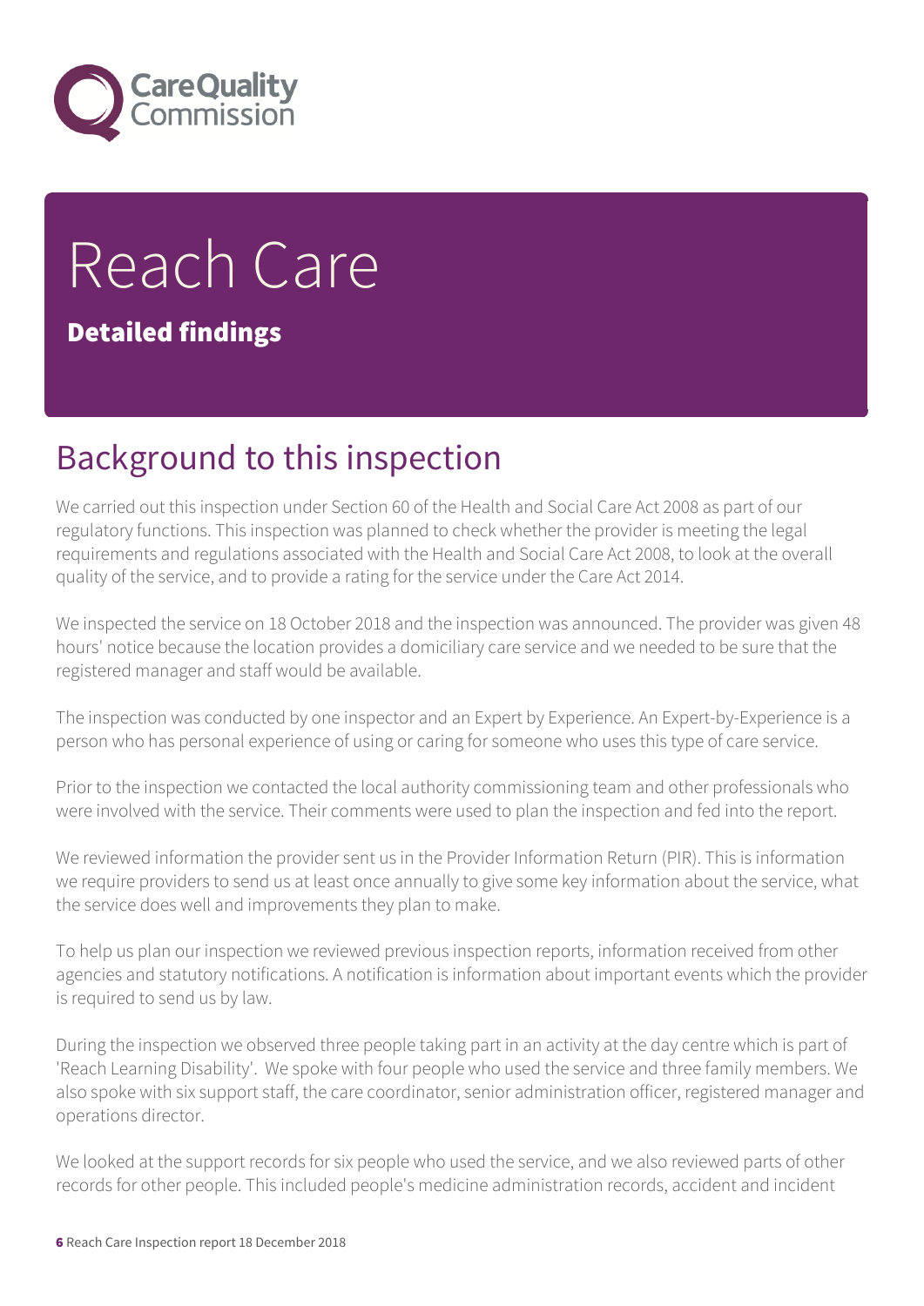# Reach Care

## Detailed findings

## Background to this inspection

We carried out this inspection under Section 60 of the Health and Social Care Act 2008 as part of our regulatory functions. This inspection was planned to check whether the provider is meeting the legal requirements and regulations associated with the Health and Social Care Act 2008, to look at the overall quality of the service, and to provide a rating for the service under the Care Act 2014.

We inspected the service on 18 October 2018 and the inspection was announced. The provider was given 48 hours' notice because the location provides a domiciliary care service and we needed to be sure that the registered manager and staff would be available.

The inspection was conducted by one inspector and an Expert by Experience. An Expert-by-Experience is a person who has personal experience of using or caring for someone who uses this type of care service.

Prior to the inspection we contacted the local authority commissioning team and other professionals who were involved with the service. Their comments were used to plan the inspection and fed into the report.

We reviewed information the provider sent us in the Provider Information Return (PIR). This is information we require providers to send us at least once annually to give some key information about the service, what the service does well and improvements they plan to make.

To help us plan our inspection we reviewed previous inspection reports, information received from other agencies and statutory notifications. A notification is information about important events which the provider is required to send us by law.

During the inspection we observed three people taking part in an activity at the day centre which is part of 'Reach Learning Disability'. We spoke with four people who used the service and three family members. We also spoke with six support staff, the care coordinator, senior administration officer, registered manager and operations director.

We looked at the support records for six people who used the service, and we also reviewed parts of other records for other people. This included people's medicine administration records, accident and incident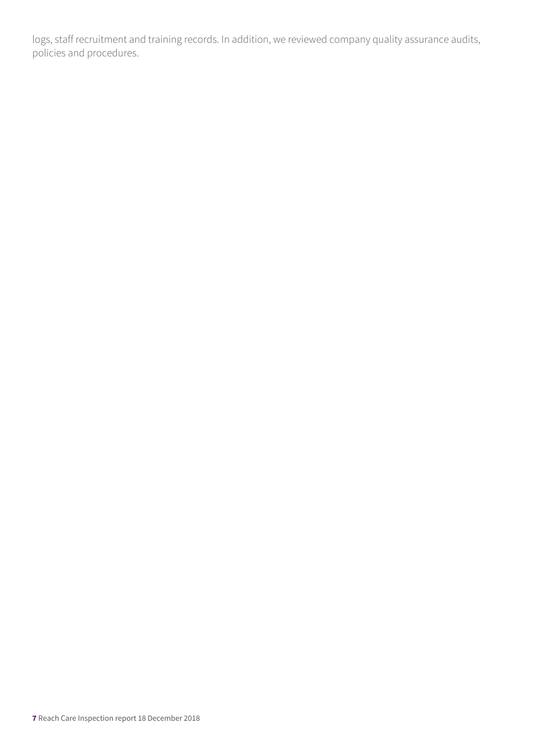logs, staff recruitment and training records. In addition, we reviewed company quality assurance audits, policies and procedures.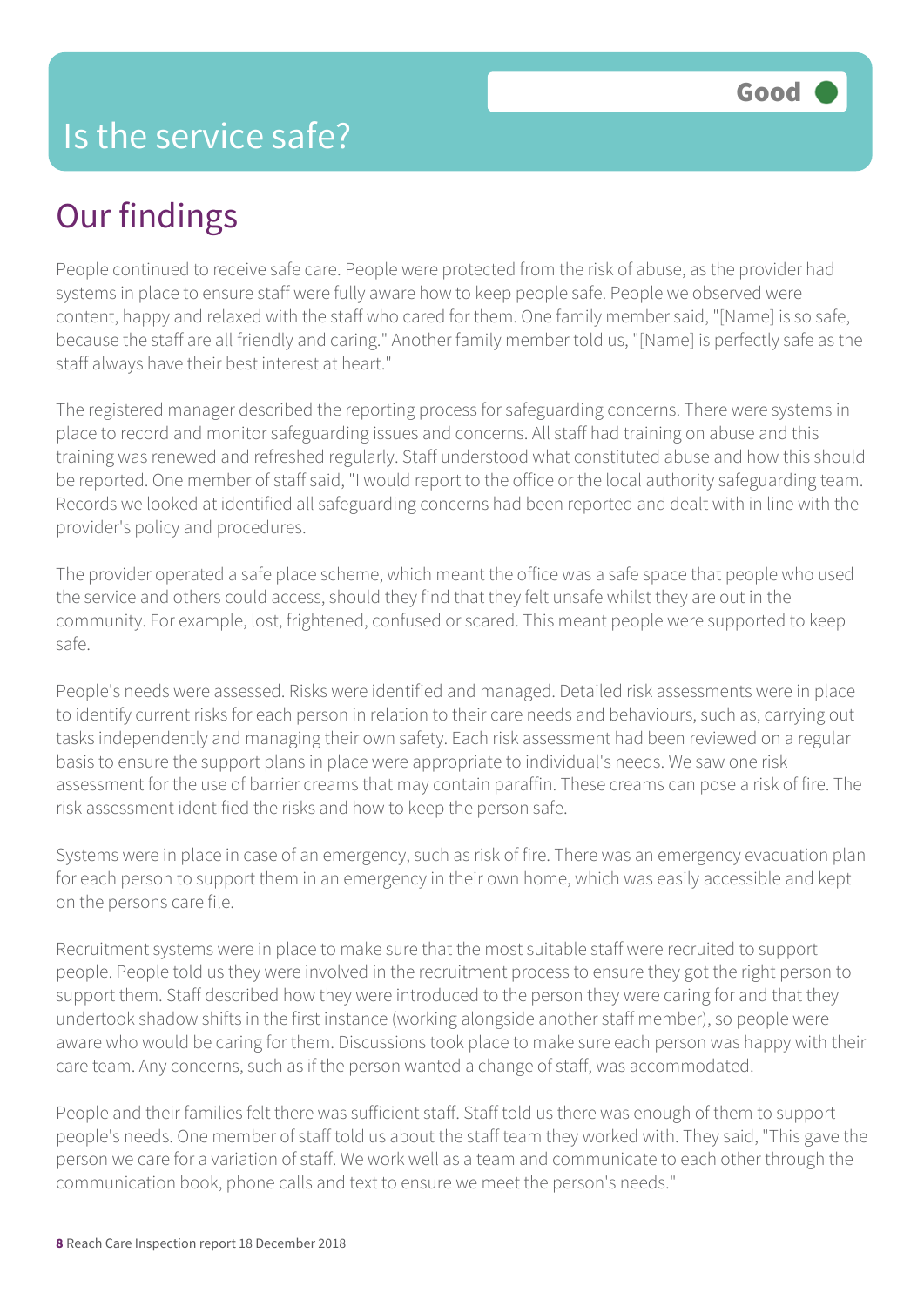# Is the service safe?

**Good**

## Our findings

People continued to receive safe care. People were protected from the risk of abuse, as the provider had systems in place to ensure staff were fully aware how to keep people safe. People we observed were content, happy and relaxed with the staff who cared for them. One family member said, "[Name] is so safe, because the staff are all friendly and caring." Another family member told us, "[Name] is perfectly safe as the staff always have their best interest at heart."

The registered manager described the reporting process for safeguarding concerns. There were systems in place to record and monitor safeguarding issues and concerns. All staff had training on abuse and this training was renewed and refreshed regularly. Staff understood what constituted abuse and how this should be reported. One member of staff said, "I would report to the office or the local authority safeguarding team. Records we looked at identified all safeguarding concerns had been reported and dealt with in line with the provider's policy and procedures.

The provider operated a safe place scheme, which meant the office was a safe space that people who used the service and others could access, should they find that they felt unsafe whilst they are out in the community. For example, lost, frightened, confused or scared. This meant people were supported to keep safe.

People's needs were assessed. Risks were identified and managed. Detailed risk assessments were in place to identify current risks for each person in relation to their care needs and behaviours, such as, carrying out tasks independently and managing their own safety. Each risk assessment had been reviewed on a regular basis to ensure the support plans in place were appropriate to individual's needs. We saw one risk assessment for the use of barrier creams that may contain paraffin. These creams can pose a risk of fire. The risk assessment identified the risks and how to keep the person safe.

Systems were in place in case of an emergency, such as risk of fire. There was an emergency evacuation plan for each person to support them in an emergency in their own home, which was easily accessible and kept on the persons care file.

Recruitment systems were in place to make sure that the most suitable staff were recruited to support people. People told us they were involved in the recruitment process to ensure they got the right person to support them. Staff described how they were introduced to the person they were caring for and that they undertook shadow shifts in the first instance (working alongside another staff member), so people were aware who would be caring for them. Discussions took place to make sure each person was happy with their care team. Any concerns, such as if the person wanted a change of staff, was accommodated.

People and their families felt there was sufficient staff. Staff told us there was enough of them to support people's needs. One member of staff told us about the staff team they worked with. They said, "This gave the person we care for a variation of staff. We work well as a team and communicate to each other through the communication book, phone calls and text to ensure we meet the person's needs."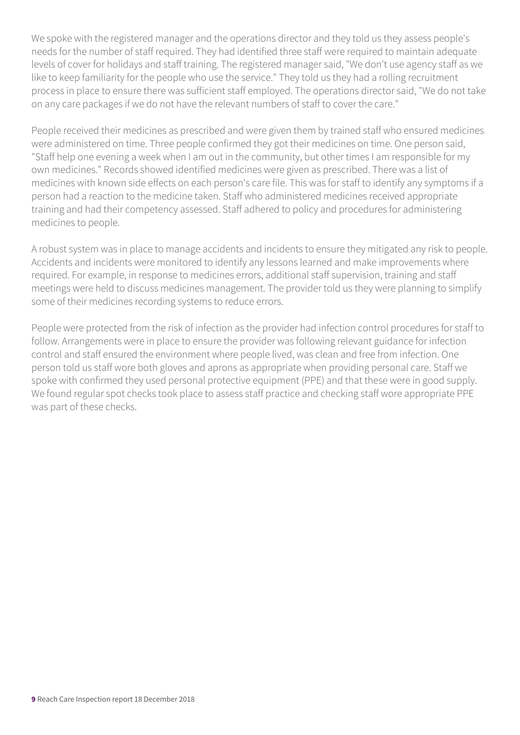We spoke with the registered manager and the operations director and they told us they assess people's needs for the number of staff required. They had identified three staff were required to maintain adequate levels of cover for holidays and staff training. The registered manager said, "We don't use agency staff as we like to keep familiarity for the people who use the service." They told us they had a rolling recruitment process in place to ensure there was sufficient staff employed. The operations director said, "We do not take on any care packages if we do not have the relevant numbers of staff to cover the care."

People received their medicines as prescribed and were given them by trained staff who ensured medicines were administered on time. Three people confirmed they got their medicines on time. One person said, "Staff help one evening a week when I am out in the community, but other times I am responsible for my own medicines." Records showed identified medicines were given as prescribed. There was a list of medicines with known side effects on each person's care file. This was for staff to identify any symptoms if a person had a reaction to the medicine taken. Staff who administered medicines received appropriate training and had their competency assessed. Staff adhered to policy and procedures for administering medicines to people.

A robust system was in place to manage accidents and incidents to ensure they mitigated any risk to people. Accidents and incidents were monitored to identify any lessons learned and make improvements where required. For example, in response to medicines errors, additional staff supervision, training and staff meetings were held to discuss medicines management. The provider told us they were planning to simplify some of their medicines recording systems to reduce errors.

People were protected from the risk of infection as the provider had infection control procedures for staff to follow. Arrangements were in place to ensure the provider was following relevant guidance for infection control and staff ensured the environment where people lived, was clean and free from infection. One person told us staff wore both gloves and aprons as appropriate when providing personal care. Staff we spoke with confirmed they used personal protective equipment (PPE) and that these were in good supply. We found regular spot checks took place to assess staff practice and checking staff wore appropriate PPE was part of these checks.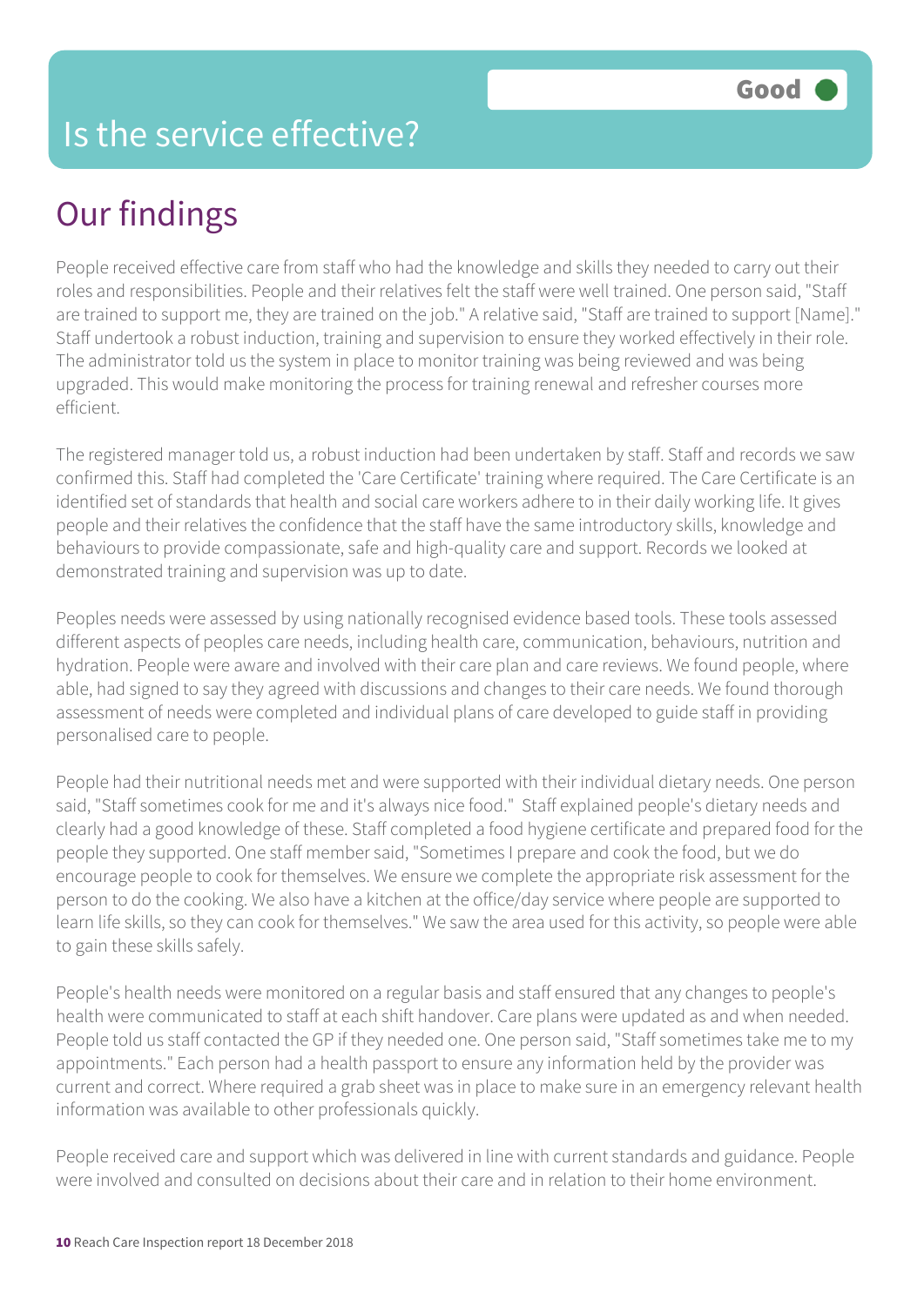# Is the service effective?

Good

## Our findings

People received effective care from staff who had the knowledge and skills they needed to carry out their roles and responsibilities. People and their relatives felt the staff were well trained. One person said, "Staff are trained to support me, they are trained on the job." A relative said, "Staff are trained to support [Name]." Staff undertook a robust induction, training and supervision to ensure they worked effectively in their role. The administrator told us the system in place to monitor training was being reviewed and was being upgraded. This would make monitoring the process for training renewal and refresher courses more efficient.

The registered manager told us, a robust induction had been undertaken by staff. Staff and records we saw confirmed this. Staff had completed the 'Care Certificate' training where required. The Care Certificate is an identified set of standards that health and social care workers adhere to in their daily working life. It gives people and their relatives the confidence that the staff have the same introductory skills, knowledge and behaviours to provide compassionate, safe and high-quality care and support. Records we looked at demonstrated training and supervision was up to date.

Peoples needs were assessed by using nationally recognised evidence based tools. These tools assessed different aspects of peoples care needs, including health care, communication, behaviours, nutrition and hydration. People were aware and involved with their care plan and care reviews. We found people, where able, had signed to say they agreed with discussions and changes to their care needs. We found thorough assessment of needs were completed and individual plans of care developed to guide staff in providing personalised care to people.

People had their nutritional needs met and were supported with their individual dietary needs. One person said, "Staff sometimes cook for me and it's always nice food." Staff explained people's dietary needs and clearly had a good knowledge of these. Staff completed a food hygiene certificate and prepared food for the people they supported. One staff member said, "Sometimes I prepare and cook the food, but we do encourage people to cook for themselves. We ensure we complete the appropriate risk assessment for the person to do the cooking. We also have a kitchen at the office/day service where people are supported to learn life skills, so they can cook for themselves." We saw the area used for this activity, so people were able to gain these skills safely.

People's health needs were monitored on a regular basis and staff ensured that any changes to people's health were communicated to staff at each shift handover. Care plans were updated as and when needed. People told us staff contacted the GP if they needed one. One person said, "Staff sometimes take me to my appointments." Each person had a health passport to ensure any information held by the provider was current and correct. Where required a grab sheet was in place to make sure in an emergency relevant health information was available to other professionals quickly.

People received care and support which was delivered in line with current standards and guidance. People were involved and consulted on decisions about their care and in relation to their home environment.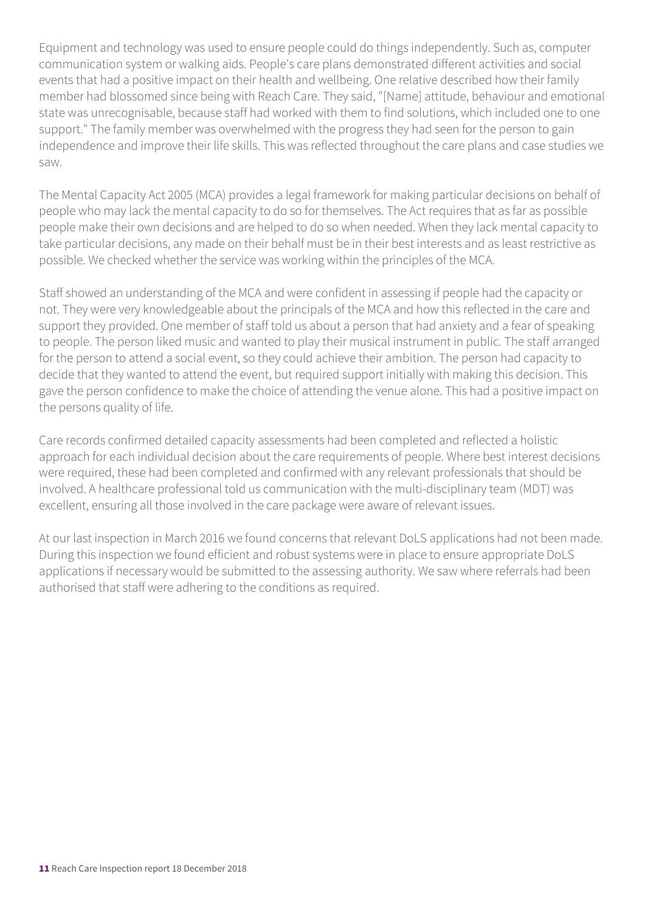Equipment and technology was used to ensure people could do things independently. Such as, computer communication system or walking aids. People's care plans demonstrated different activities and social events that had a positive impact on their health and wellbeing. One relative described how their family member had blossomed since being with Reach Care. They said, "[Name] attitude, behaviour and emotional state was unrecognisable, because staff had worked with them to find solutions, which included one to one support." The family member was overwhelmed with the progress they had seen for the person to gain independence and improve their life skills. This was reflected throughout the care plans and case studies we saw.

The Mental Capacity Act 2005 (MCA) provides a legal framework for making particular decisions on behalf of people who may lack the mental capacity to do so for themselves. The Act requires that as far as possible people make their own decisions and are helped to do so when needed. When they lack mental capacity to take particular decisions, any made on their behalf must be in their best interests and as least restrictive as possible. We checked whether the service was working within the principles of the MCA.

Staff showed an understanding of the MCA and were confident in assessing if people had the capacity or not. They were very knowledgeable about the principals of the MCA and how this reflected in the care and support they provided. One member of staff told us about a person that had anxiety and a fear of speaking to people. The person liked music and wanted to play their musical instrument in public. The staff arranged for the person to attend a social event, so they could achieve their ambition. The person had capacity to decide that they wanted to attend the event, but required support initially with making this decision. This gave the person confidence to make the choice of attending the venue alone. This had a positive impact on the persons quality of life.

Care records confirmed detailed capacity assessments had been completed and reflected a holistic approach for each individual decision about the care requirements of people. Where best interest decisions were required, these had been completed and confirmed with any relevant professionals that should be involved. A healthcare professional told us communication with the multi-disciplinary team (MDT) was excellent, ensuring all those involved in the care package were aware of relevant issues.

At our last inspection in March 2016 we found concerns that relevant DoLS applications had not been made. During this inspection we found efficient and robust systems were in place to ensure appropriate DoLS applications if necessary would be submitted to the assessing authority. We saw where referrals had been authorised that staff were adhering to the conditions as required.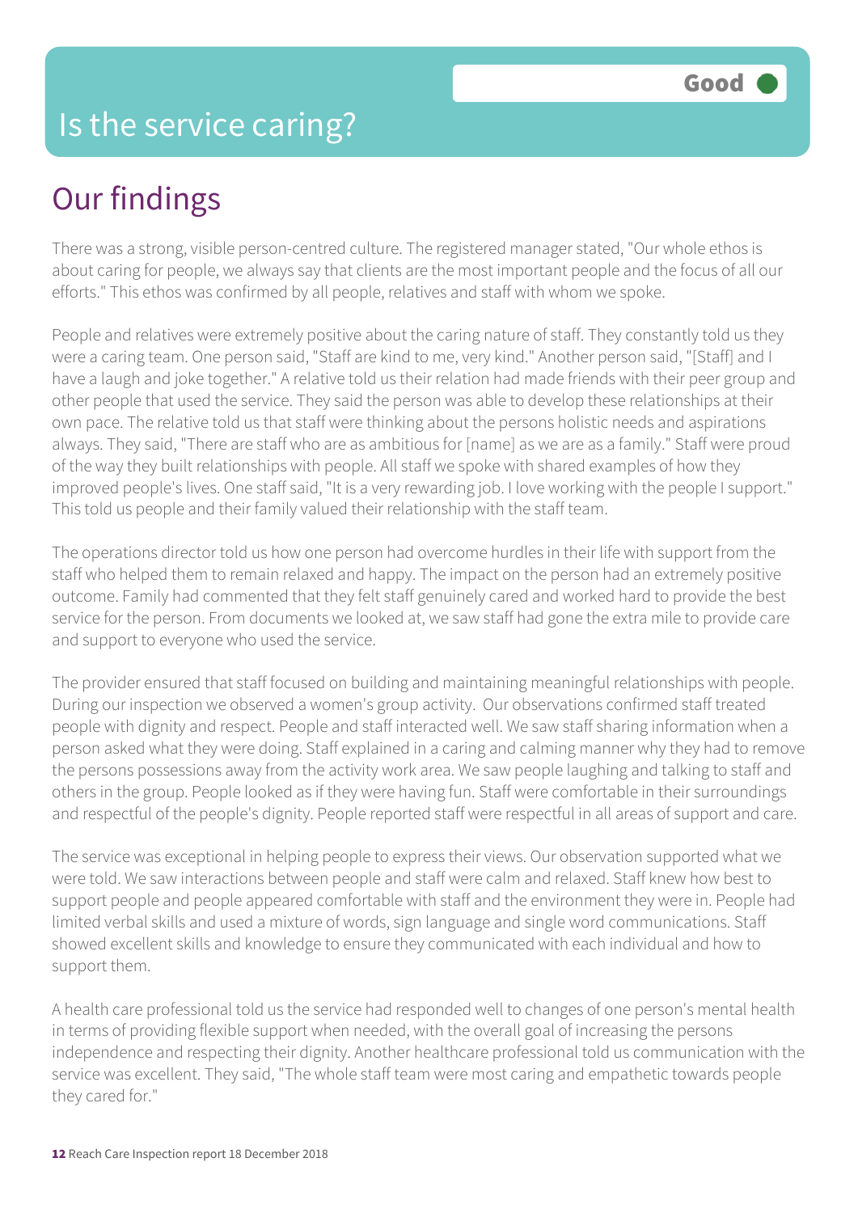Good

# Is the service caring?

## Our findings

There was a strong, visible person-centred culture. The registered manager stated, "Our whole ethos is about caring for people, we always say that clients are the most important people and the focus of all our efforts." This ethos was confirmed by all people, relatives and staff with whom we spoke.

People and relatives were extremely positive about the caring nature of staff. They constantly told us they were a caring team. One person said, "Staff are kind to me, very kind." Another person said, "[Staff] and I have a laugh and joke together." A relative told us their relation had made friends with their peer group and other people that used the service. They said the person was able to develop these relationships at their own pace. The relative told us that staff were thinking about the persons holistic needs and aspirations always. They said, "There are staff who are as ambitious for [name] as we are as a family." Staff were proud of the way they built relationships with people. All staff we spoke with shared examples of how they improved people's lives. One staff said, "It is a very rewarding job. I love working with the people I support." This told us people and their family valued their relationship with the staff team.

The operations director told us how one person had overcome hurdles in their life with support from the staff who helped them to remain relaxed and happy. The impact on the person had an extremely positive outcome. Family had commented that they felt staff genuinely cared and worked hard to provide the best service for the person. From documents we looked at, we saw staff had gone the extra mile to provide care and support to everyone who used the service.

The provider ensured that staff focused on building and maintaining meaningful relationships with people. During our inspection we observed a women's group activity. Our observations confirmed staff treated people with dignity and respect. People and staff interacted well. We saw staff sharing information when a person asked what they were doing. Staff explained in a caring and calming manner why they had to remove the persons possessions away from the activity work area. We saw people laughing and talking to staff and others in the group. People looked as if they were having fun. Staff were comfortable in their surroundings and respectful of the people's dignity. People reported staff were respectful in all areas of support and care.

The service was exceptional in helping people to express their views. Our observation supported what we were told. We saw interactions between people and staff were calm and relaxed. Staff knew how best to support people and people appeared comfortable with staff and the environment they were in. People had limited verbal skills and used a mixture of words, sign language and single word communications. Staff showed excellent skills and knowledge to ensure they communicated with each individual and how to support them.

A health care professional told us the service had responded well to changes of one person's mental health in terms of providing flexible support when needed, with the overall goal of increasing the persons independence and respecting their dignity. Another healthcare professional told us communication with the service was excellent. They said, "The whole staff team were most caring and empathetic towards people they cared for."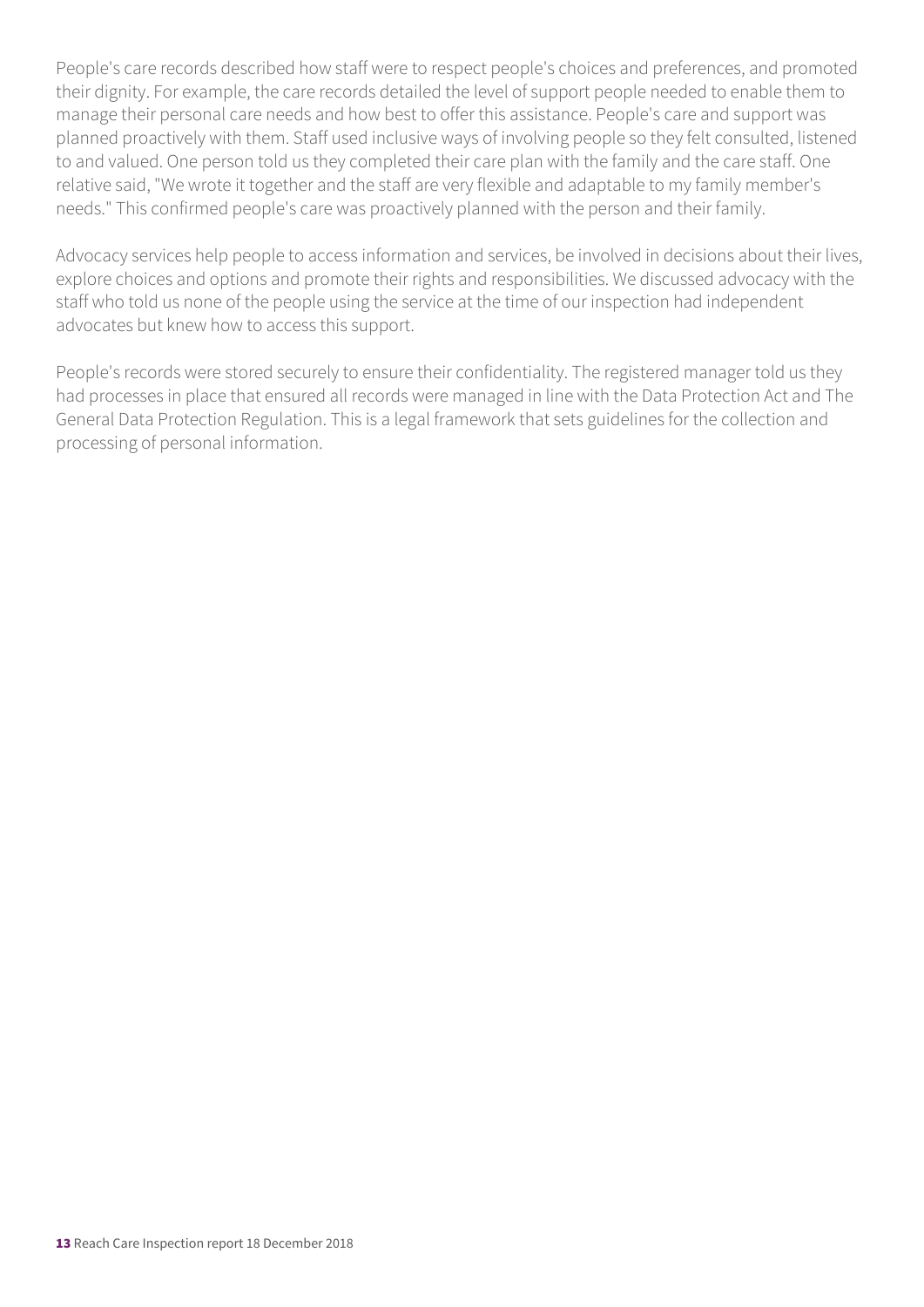People's care records described how staff were to respect people's choices and preferences, and promoted their dignity. For example, the care records detailed the level of support people needed to enable them to manage their personal care needs and how best to offer this assistance. People's care and support was planned proactively with them. Staff used inclusive ways of involving people so they felt consulted, listened to and valued. One person told us they completed their care plan with the family and the care staff. One relative said, "We wrote it together and the staff are very flexible and adaptable to my family member's needs." This confirmed people's care was proactively planned with the person and their family.

Advocacy services help people to access information and services, be involved in decisions about their lives, explore choices and options and promote their rights and responsibilities. We discussed advocacy with the staff who told us none of the people using the service at the time of our inspection had independent advocates but knew how to access this support.

People's records were stored securely to ensure their confidentiality. The registered manager told us they had processes in place that ensured all records were managed in line with the Data Protection Act and The General Data Protection Regulation. This is a legal framework that sets guidelines for the collection and processing of personal information.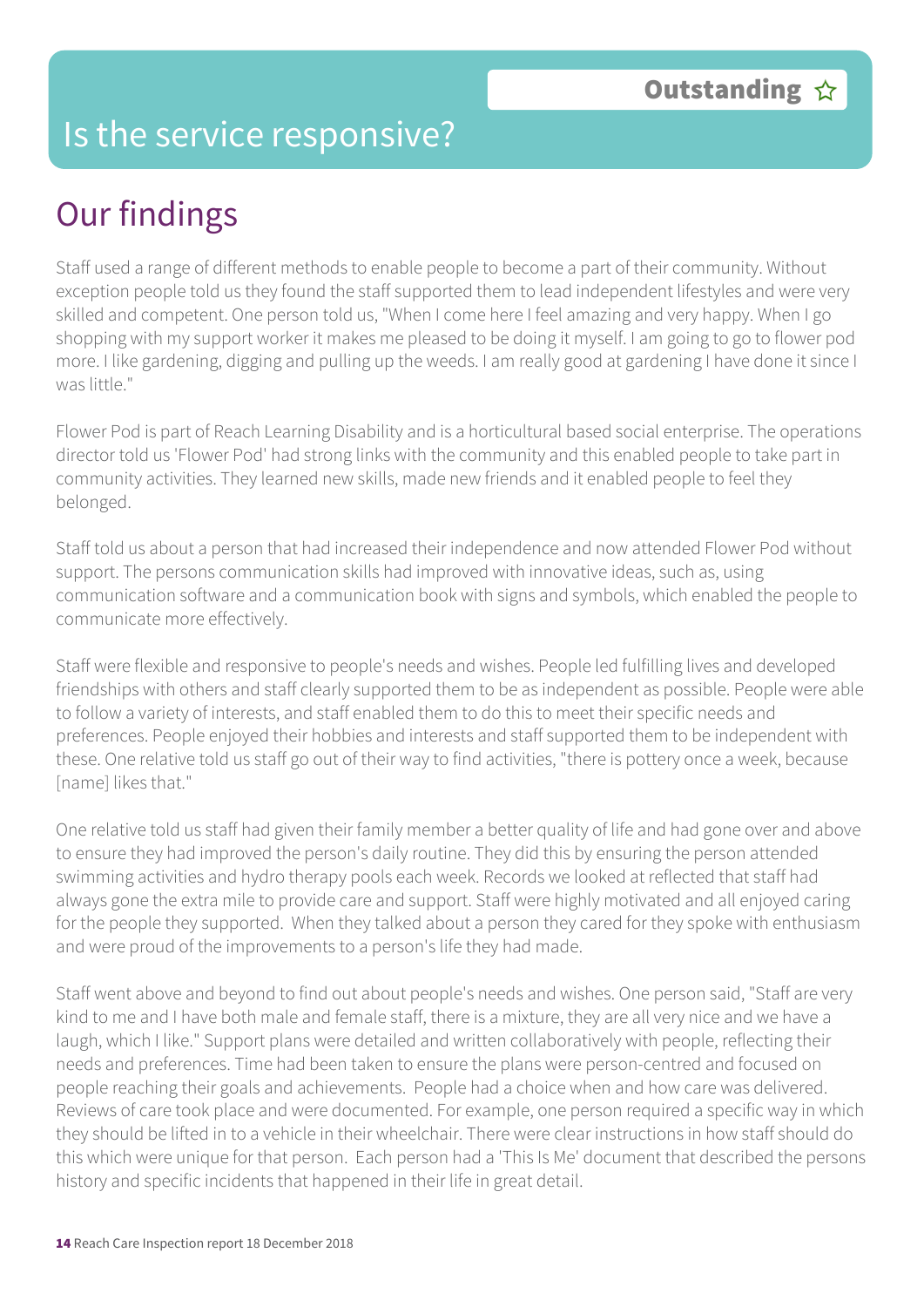# Is the service responsive?

**Outstanding** ☆

## Our findings

Staff used a range of different methods to enable people to become a part of their community. Without exception people told us they found the staff supported them to lead independent lifestyles and were very skilled and competent. One person told us, "When I come here I feel amazing and very happy. When I go shopping with my support worker it makes me pleased to be doing it myself. I am going to go to flower pod more. I like gardening, digging and pulling up the weeds. I am really good at gardening I have done it since I was little."

Flower Pod is part of Reach Learning Disability and is a horticultural based social enterprise. The operations director told us 'Flower Pod' had strong links with the community and this enabled people to take part in community activities. They learned new skills, made new friends and it enabled people to feel they belonged.

Staff told us about a person that had increased their independence and now attended Flower Pod without support. The persons communication skills had improved with innovative ideas, such as, using communication software and a communication book with signs and symbols, which enabled the people to communicate more effectively.

Staff were flexible and responsive to people's needs and wishes. People led fulfilling lives and developed friendships with others and staff clearly supported them to be as independent as possible. People were able to follow a variety of interests, and staff enabled them to do this to meet their specific needs and preferences. People enjoyed their hobbies and interests and staff supported them to be independent with these. One relative told us staff go out of their way to find activities, "there is pottery once a week, because [name] likes that."

One relative told us staff had given their family member a better quality of life and had gone over and above to ensure they had improved the person's daily routine. They did this by ensuring the person attended swimming activities and hydro therapy pools each week. Records we looked at reflected that staff had always gone the extra mile to provide care and support. Staff were highly motivated and all enjoyed caring for the people they supported. When they talked about a person they cared for they spoke with enthusiasm and were proud of the improvements to a person's life they had made.

Staff went above and beyond to find out about people's needs and wishes. One person said, "Staff are very kind to me and I have both male and female staff, there is a mixture, they are all very nice and we have a laugh, which I like." Support plans were detailed and written collaboratively with people, reflecting their needs and preferences. Time had been taken to ensure the plans were person-centred and focused on people reaching their goals and achievements. People had a choice when and how care was delivered. Reviews of care took place and were documented. For example, one person required a specific way in which they should be lifted in to a vehicle in their wheelchair. There were clear instructions in how staff should do this which were unique for that person. Each person had a 'This Is Me' document that described the persons history and specific incidents that happened in their life in great detail.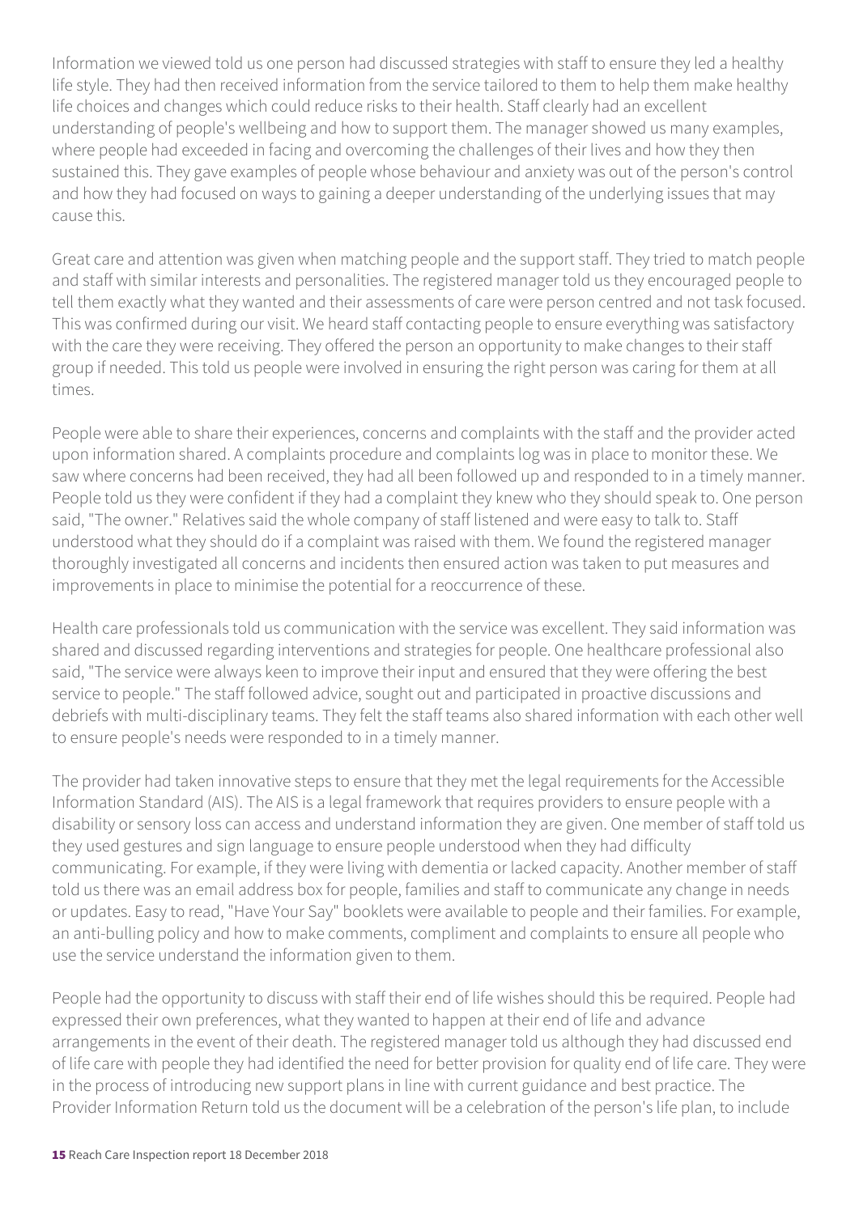Information we viewed told us one person had discussed strategies with staff to ensure they led a healthy life style. They had then received information from the service tailored to them to help them make healthy life choices and changes which could reduce risks to their health. Staff clearly had an excellent understanding of people's wellbeing and how to support them. The manager showed us many examples, where people had exceeded in facing and overcoming the challenges of their lives and how they then sustained this. They gave examples of people whose behaviour and anxiety was out of the person's control and how they had focused on ways to gaining a deeper understanding of the underlying issues that may cause this.

Great care and attention was given when matching people and the support staff. They tried to match people and staff with similar interests and personalities. The registered manager told us they encouraged people to tell them exactly what they wanted and their assessments of care were person centred and not task focused. This was confirmed during our visit. We heard staff contacting people to ensure everything was satisfactory with the care they were receiving. They offered the person an opportunity to make changes to their staff group if needed. This told us people were involved in ensuring the right person was caring for them at all times.

People were able to share their experiences, concerns and complaints with the staff and the provider acted upon information shared. A complaints procedure and complaints log was in place to monitor these. We saw where concerns had been received, they had all been followed up and responded to in a timely manner. People told us they were confident if they had a complaint they knew who they should speak to. One person said, "The owner." Relatives said the whole company of staff listened and were easy to talk to. Staff understood what they should do if a complaint was raised with them. We found the registered manager thoroughly investigated all concerns and incidents then ensured action was taken to put measures and improvements in place to minimise the potential for a reoccurrence of these.

Health care professionals told us communication with the service was excellent. They said information was shared and discussed regarding interventions and strategies for people. One healthcare professional also said, "The service were always keen to improve their input and ensured that they were offering the best service to people." The staff followed advice, sought out and participated in proactive discussions and debriefs with multi-disciplinary teams. They felt the staff teams also shared information with each other well to ensure people's needs were responded to in a timely manner.

The provider had taken innovative steps to ensure that they met the legal requirements for the Accessible Information Standard (AIS). The AIS is a legal framework that requires providers to ensure people with a disability or sensory loss can access and understand information they are given. One member of staff told us they used gestures and sign language to ensure people understood when they had difficulty communicating. For example, if they were living with dementia or lacked capacity. Another member of staff told us there was an email address box for people, families and staff to communicate any change in needs or updates. Easy to read, "Have Your Say" booklets were available to people and their families. For example, an anti-bulling policy and how to make comments, compliment and complaints to ensure all people who use the service understand the information given to them.

People had the opportunity to discuss with staff their end of life wishes should this be required. People had expressed their own preferences, what they wanted to happen at their end of life and advance arrangements in the event of their death. The registered manager told us although they had discussed end of life care with people they had identified the need for better provision for quality end of life care. They were in the process of introducing new support plans in line with current guidance and best practice. The Provider Information Return told us the document will be a celebration of the person's life plan, to include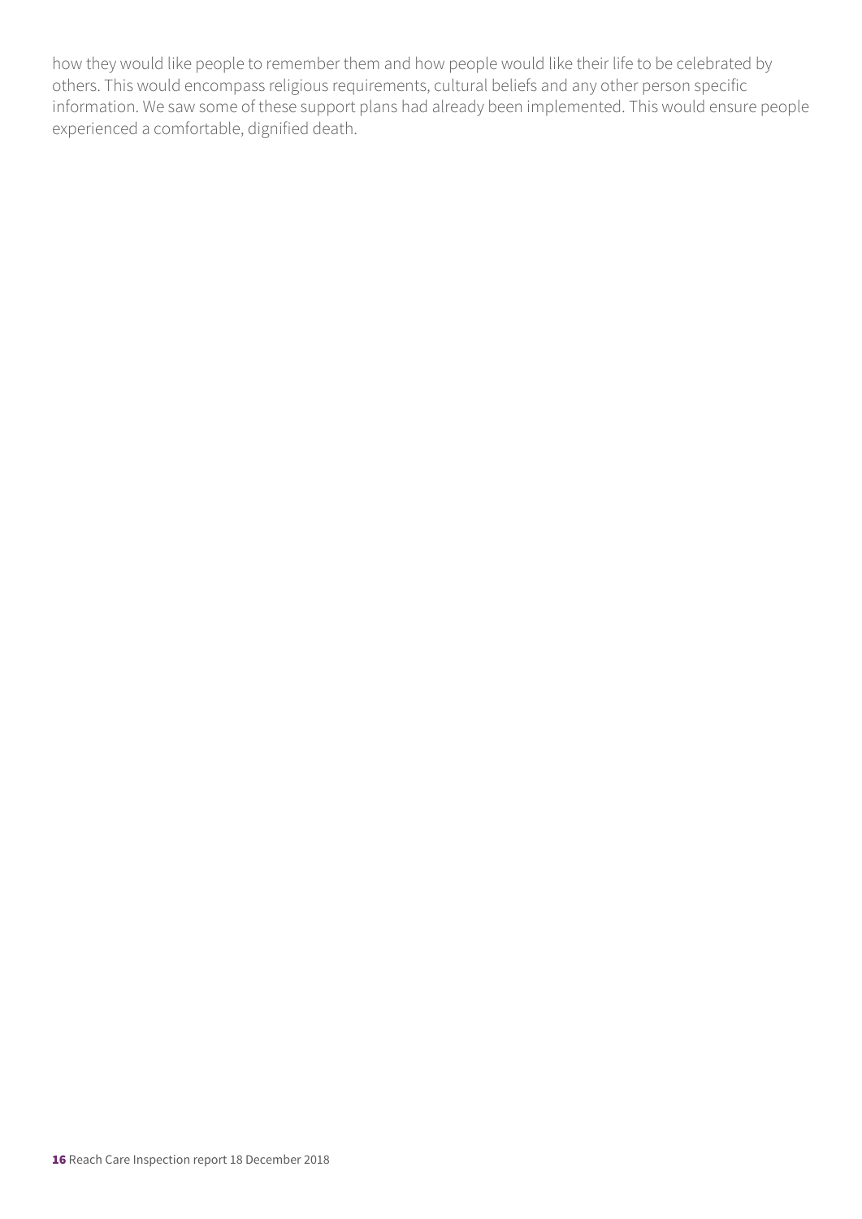how they would like people to remember them and how people would like their life to be celebrated by others. This would encompass religious requirements, cultural beliefs and any other person specific information. We saw some of these support plans had already been implemented. This would ensure people experienced a comfortable, dignified death.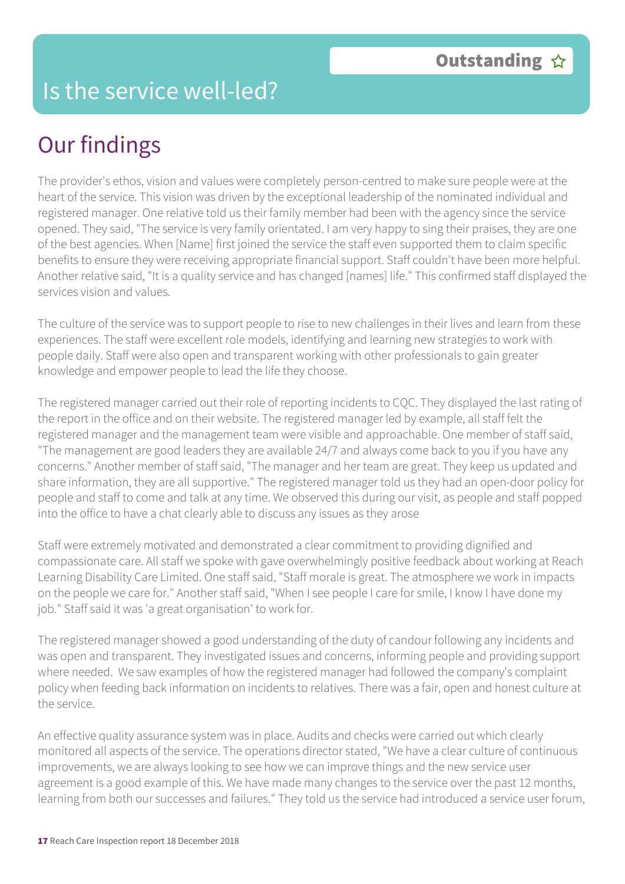# Is the service well-led?

**Outstanding** ☆

## Our findings

The provider's ethos, vision and values were completely person-centred to make sure people were at the heart of the service. This vision was driven by the exceptional leadership of the nominated individual and registered manager. One relative told us their family member had been with the agency since the service opened. They said, "The service is very family orientated. I am very happy to sing their praises, they are one of the best agencies. When [Name] first joined the service the staff even supported them to claim specific benefits to ensure they were receiving appropriate financial support. Staff couldn't have been more helpful. Another relative said, "It is a quality service and has changed [names] life." This confirmed staff displayed the services vision and values.

The culture of the service was to support people to rise to new challenges in their lives and learn from these experiences. The staff were excellent role models, identifying and learning new strategies to work with people daily. Staff were also open and transparent working with other professionals to gain greater knowledge and empower people to lead the life they choose.

The registered manager carried out their role of reporting incidents to CQC. They displayed the last rating of the report in the office and on their website. The registered manager led by example, all staff felt the registered manager and the management team were visible and approachable. One member of staff said, "The management are good leaders they are available 24/7 and always come back to you if you have any concerns." Another member of staff said, "The manager and her team are great. They keep us updated and share information, they are all supportive." The registered manager told us they had an open-door policy for people and staff to come and talk at any time. We observed this during our visit, as people and staff popped into the office to have a chat clearly able to discuss any issues as they arose

Staff were extremely motivated and demonstrated a clear commitment to providing dignified and compassionate care. All staff we spoke with gave overwhelmingly positive feedback about working at Reach Learning Disability Care Limited. One staff said, "Staff morale is great. The atmosphere we work in impacts on the people we care for." Another staff said, "When I see people I care for smile, I know I have done my job." Staff said it was 'a great organisation' to work for.

The registered manager showed a good understanding of the duty of candour following any incidents and was open and transparent. They investigated issues and concerns, informing people and providing support where needed. We saw examples of how the registered manager had followed the company's complaint policy when feeding back information on incidents to relatives. There was a fair, open and honest culture at the service.

An effective quality assurance system was in place. Audits and checks were carried out which clearly monitored all aspects of the service. The operations director stated, "We have a clear culture of continuous improvements, we are always looking to see how we can improve things and the new service user agreement is a good example of this. We have made many changes to the service over the past 12 months, learning from both our successes and failures." They told us the service had introduced a service user forum,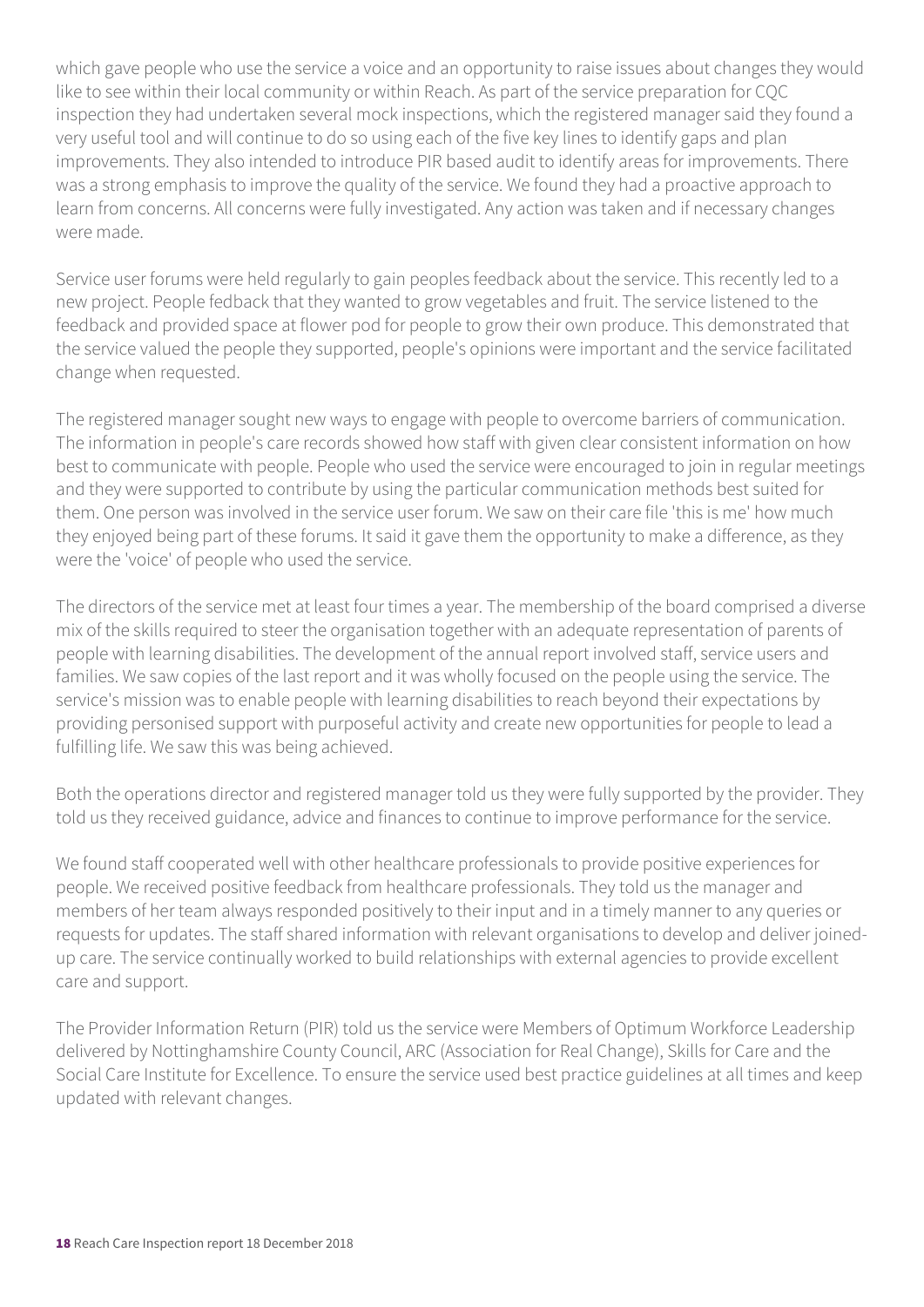which gave people who use the service a voice and an opportunity to raise issues about changes they would like to see within their local community or within Reach. As part of the service preparation for CQC inspection they had undertaken several mock inspections, which the registered manager said they found a very useful tool and will continue to do so using each of the five key lines to identify gaps and plan improvements. They also intended to introduce PIR based audit to identify areas for improvements. There was a strong emphasis to improve the quality of the service. We found they had a proactive approach to learn from concerns. All concerns were fully investigated. Any action was taken and if necessary changes were made.

Service user forums were held regularly to gain peoples feedback about the service. This recently led to a new project. People fedback that they wanted to grow vegetables and fruit. The service listened to the feedback and provided space at flower pod for people to grow their own produce. This demonstrated that the service valued the people they supported, people's opinions were important and the service facilitated change when requested.

The registered manager sought new ways to engage with people to overcome barriers of communication. The information in people's care records showed how staff with given clear consistent information on how best to communicate with people. People who used the service were encouraged to join in regular meetings and they were supported to contribute by using the particular communication methods best suited for them. One person was involved in the service user forum. We saw on their care file 'this is me' how much they enjoyed being part of these forums. It said it gave them the opportunity to make a difference, as they were the 'voice' of people who used the service.

The directors of the service met at least four times a year. The membership of the board comprised a diverse mix of the skills required to steer the organisation together with an adequate representation of parents of people with learning disabilities. The development of the annual report involved staff, service users and families. We saw copies of the last report and it was wholly focused on the people using the service. The service's mission was to enable people with learning disabilities to reach beyond their expectations by providing personised support with purposeful activity and create new opportunities for people to lead a fulfilling life. We saw this was being achieved.

Both the operations director and registered manager told us they were fully supported by the provider. They told us they received guidance, advice and finances to continue to improve performance for the service.

We found staff cooperated well with other healthcare professionals to provide positive experiences for people. We received positive feedback from healthcare professionals. They told us the manager and members of her team always responded positively to their input and in a timely manner to any queries or requests for updates. The staff shared information with relevant organisations to develop and deliver joined-up care. The service continually worked to build relationships with external agencies to provide excellent care and support.

The Provider Information Return (PIR) told us the service were Members of Optimum Workforce Leadership delivered by Nottinghamshire County Council, ARC (Association for Real Change), Skills for Care and the Social Care Institute for Excellence. To ensure the service used best practice guidelines at all times and keep updated with relevant changes.